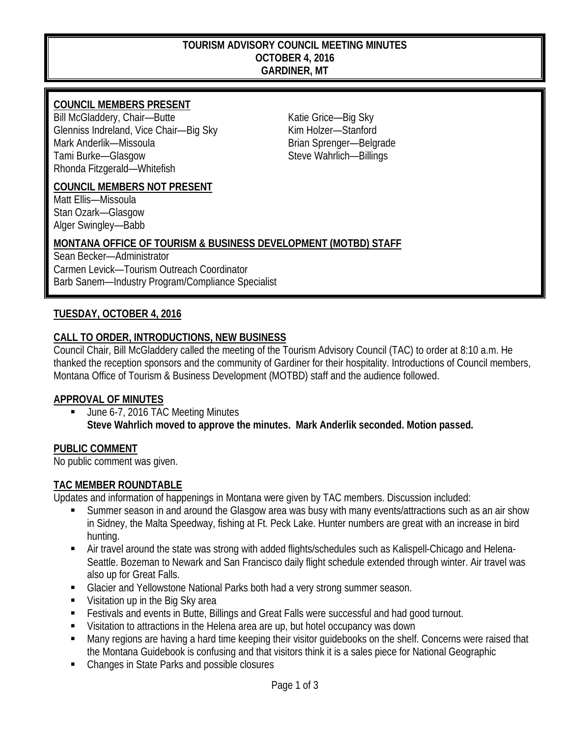# TOURISM ADVISORY COUNCIL MEETING MINUTES
## OCTOBER 4, 2016
## GARDINER, MT

**COUNCIL MEMBERS PRESENT**

Bill McGladdery, Chair—Butte
Glenniss Indreland, Vice Chair—Big Sky
Mark Anderlik—Missoula
Tami Burke—Glasgow
Rhonda Fitzgerald—Whitefish
Katie Grice—Big Sky
Kim Holzer—Stanford
Brian Sprenger—Belgrade
Steve Wahrlich—Billings

**COUNCIL MEMBERS NOT PRESENT**

Matt Ellis—Missoula
Stan Ozark—Glasgow
Alger Swingley—Babb

**MONTANA OFFICE OF TOURISM & BUSINESS DEVELOPMENT (MOTBD) STAFF**

Sean Becker—Administrator
Carmen Levick—Tourism Outreach Coordinator
Barb Sanem—Industry Program/Compliance Specialist

## TUESDAY, OCTOBER 4, 2016

### CALL TO ORDER, INTRODUCTIONS, NEW BUSINESS

Council Chair, Bill McGladdery called the meeting of the Tourism Advisory Council (TAC) to order at 8:10 a.m. He thanked the reception sponsors and the community of Gardiner for their hospitality. Introductions of Council members, Montana Office of Tourism & Business Development (MOTBD) staff and the audience followed.

### APPROVAL OF MINUTES

- June 6-7, 2016 TAC Meeting Minutes
  **Steve Wahrlich moved to approve the minutes. Mark Anderlik seconded. Motion passed.**

### PUBLIC COMMENT

No public comment was given.

### TAC MEMBER ROUNDTABLE

Updates and information of happenings in Montana were given by TAC members. Discussion included:

- Summer season in and around the Glasgow area was busy with many events/attractions such as an air show in Sidney, the Malta Speedway, fishing at Ft. Peck Lake. Hunter numbers are great with an increase in bird hunting.
- Air travel around the state was strong with added flights/schedules such as Kalispell-Chicago and Helena-Seattle. Bozeman to Newark and San Francisco daily flight schedule extended through winter. Air travel was also up for Great Falls.
- Glacier and Yellowstone National Parks both had a very strong summer season.
- Visitation up in the Big Sky area
- Festivals and events in Butte, Billings and Great Falls were successful and had good turnout.
- Visitation to attractions in the Helena area are up, but hotel occupancy was down
- Many regions are having a hard time keeping their visitor guidebooks on the shelf. Concerns were raised that the Montana Guidebook is confusing and that visitors think it is a sales piece for National Geographic
- Changes in State Parks and possible closures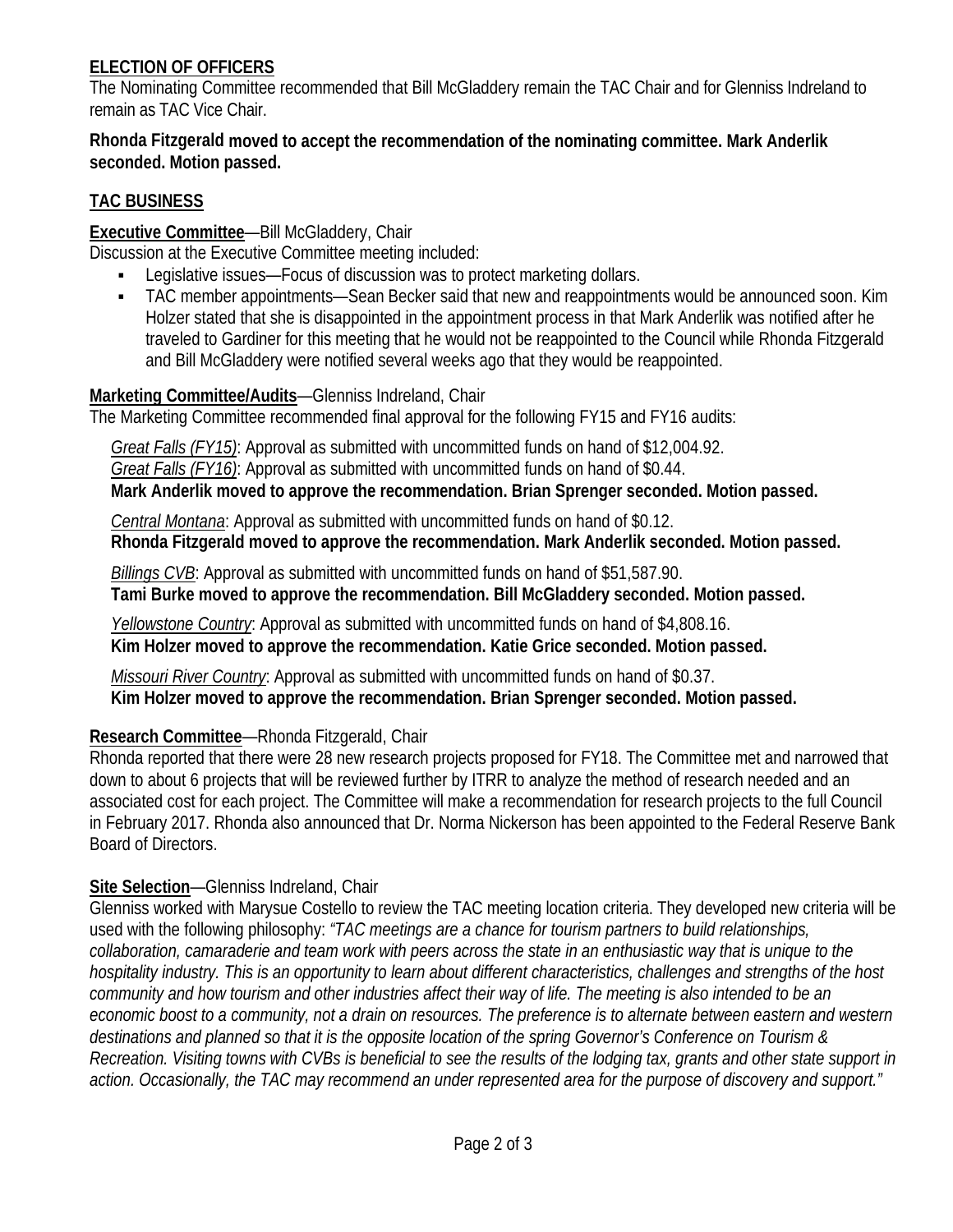**ELECTION OF OFFICERS**

The Nominating Committee recommended that Bill McGladdery remain the TAC Chair and for Glenniss Indreland to remain as TAC Vice Chair.

**Rhonda Fitzgerald moved to accept the recommendation of the nominating committee. Mark Anderlik seconded. Motion passed.**

**TAC BUSINESS**

**Executive Committee**—Bill McGladdery, Chair

Discussion at the Executive Committee meeting included:

- Legislative issues—Focus of discussion was to protect marketing dollars.
- TAC member appointments—Sean Becker said that new and reappointments would be announced soon. Kim Holzer stated that she is disappointed in the appointment process in that Mark Anderlik was notified after he traveled to Gardiner for this meeting that he would not be reappointed to the Council while Rhonda Fitzgerald and Bill McGladdery were notified several weeks ago that they would be reappointed.

**Marketing Committee/Audits**—Glenniss Indreland, Chair

The Marketing Committee recommended final approval for the following FY15 and FY16 audits:

*Great Falls (FY15)*: Approval as submitted with uncommitted funds on hand of $12,004.92.
*Great Falls (FY16)*: Approval as submitted with uncommitted funds on hand of $0.44.
**Mark Anderlik moved to approve the recommendation. Brian Sprenger seconded. Motion passed.**

*Central Montana*: Approval as submitted with uncommitted funds on hand of $0.12.
**Rhonda Fitzgerald moved to approve the recommendation. Mark Anderlik seconded. Motion passed.**

*Billings CVB*: Approval as submitted with uncommitted funds on hand of $51,587.90.
**Tami Burke moved to approve the recommendation. Bill McGladdery seconded. Motion passed.**

*Yellowstone Country*: Approval as submitted with uncommitted funds on hand of $4,808.16.
**Kim Holzer moved to approve the recommendation. Katie Grice seconded. Motion passed.**

*Missouri River Country*: Approval as submitted with uncommitted funds on hand of $0.37.
**Kim Holzer moved to approve the recommendation. Brian Sprenger seconded. Motion passed.**

**Research Committee**—Rhonda Fitzgerald, Chair

Rhonda reported that there were 28 new research projects proposed for FY18. The Committee met and narrowed that down to about 6 projects that will be reviewed further by ITRR to analyze the method of research needed and an associated cost for each project. The Committee will make a recommendation for research projects to the full Council in February 2017. Rhonda also announced that Dr. Norma Nickerson has been appointed to the Federal Reserve Bank Board of Directors.

**Site Selection**—Glenniss Indreland, Chair

Glenniss worked with Marysue Costello to review the TAC meeting location criteria. They developed new criteria will be used with the following philosophy: *"TAC meetings are a chance for tourism partners to build relationships, collaboration, camaraderie and team work with peers across the state in an enthusiastic way that is unique to the hospitality industry. This is an opportunity to learn about different characteristics, challenges and strengths of the host community and how tourism and other industries affect their way of life. The meeting is also intended to be an economic boost to a community, not a drain on resources. The preference is to alternate between eastern and western destinations and planned so that it is the opposite location of the spring Governor's Conference on Tourism & Recreation. Visiting towns with CVBs is beneficial to see the results of the lodging tax, grants and other state support in action. Occasionally, the TAC may recommend an under represented area for the purpose of discovery and support."*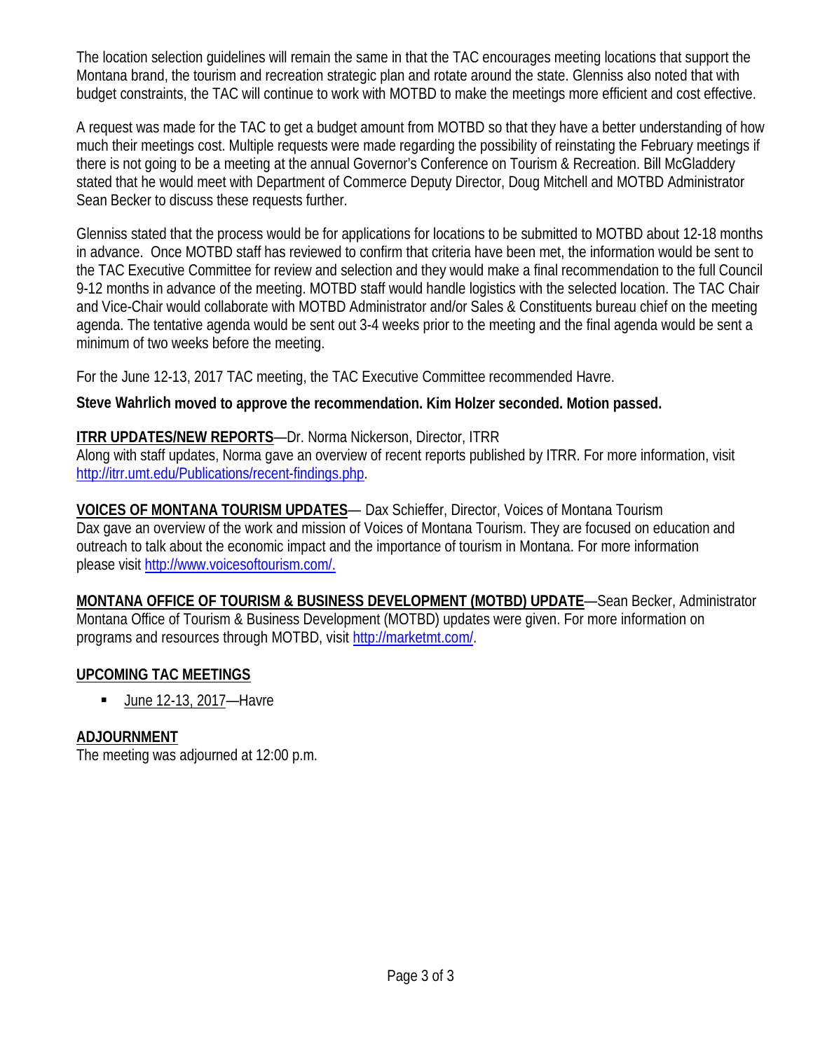The location selection guidelines will remain the same in that the TAC encourages meeting locations that support the Montana brand, the tourism and recreation strategic plan and rotate around the state. Glenniss also noted that with budget constraints, the TAC will continue to work with MOTBD to make the meetings more efficient and cost effective.

A request was made for the TAC to get a budget amount from MOTBD so that they have a better understanding of how much their meetings cost. Multiple requests were made regarding the possibility of reinstating the February meetings if there is not going to be a meeting at the annual Governor's Conference on Tourism & Recreation. Bill McGladdery stated that he would meet with Department of Commerce Deputy Director, Doug Mitchell and MOTBD Administrator Sean Becker to discuss these requests further.

Glenniss stated that the process would be for applications for locations to be submitted to MOTBD about 12-18 months in advance. Once MOTBD staff has reviewed to confirm that criteria have been met, the information would be sent to the TAC Executive Committee for review and selection and they would make a final recommendation to the full Council 9-12 months in advance of the meeting. MOTBD staff would handle logistics with the selected location. The TAC Chair and Vice-Chair would collaborate with MOTBD Administrator and/or Sales & Constituents bureau chief on the meeting agenda. The tentative agenda would be sent out 3-4 weeks prior to the meeting and the final agenda would be sent a minimum of two weeks before the meeting.

For the June 12-13, 2017 TAC meeting, the TAC Executive Committee recommended Havre.

**Steve Wahrlich moved to approve the recommendation. Kim Holzer seconded. Motion passed.**

**ITRR UPDATES/NEW REPORTS**—Dr. Norma Nickerson, Director, ITRR
Along with staff updates, Norma gave an overview of recent reports published by ITRR. For more information, visit http://itrr.umt.edu/Publications/recent-findings.php.

**VOICES OF MONTANA TOURISM UPDATES**— Dax Schieffer, Director, Voices of Montana Tourism
Dax gave an overview of the work and mission of Voices of Montana Tourism. They are focused on education and outreach to talk about the economic impact and the importance of tourism in Montana. For more information please visit http://www.voicesoftourism.com/.

**MONTANA OFFICE OF TOURISM & BUSINESS DEVELOPMENT (MOTBD) UPDATE**—Sean Becker, Administrator
Montana Office of Tourism & Business Development (MOTBD) updates were given. For more information on programs and resources through MOTBD, visit http://marketmt.com/.

## UPCOMING TAC MEETINGS

- June 12-13, 2017—Havre

## ADJOURNMENT

The meeting was adjourned at 12:00 p.m.